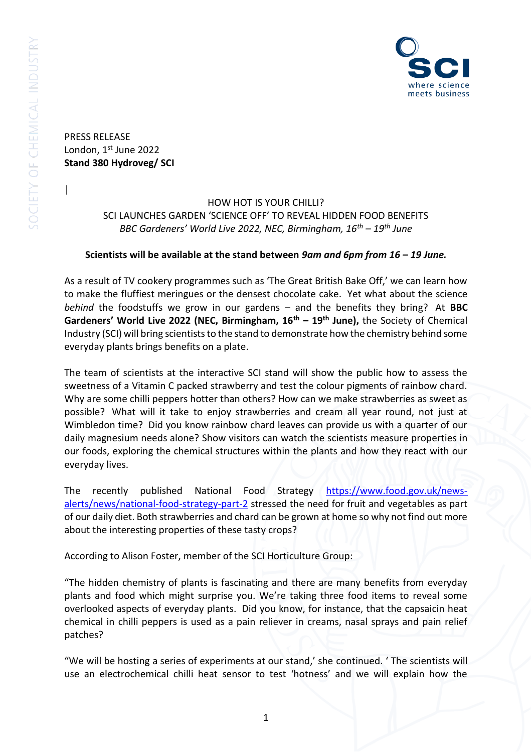PRESS RELEASE
London, 1st June 2022
**Stand 380 Hydroveg/ SCI**

|

HOW HOT IS YOUR CHILLI?
SCI LAUNCHES GARDEN 'SCIENCE OFF' TO REVEAL HIDDEN FOOD BENEFITS
*BBC Gardeners' World Live 2022, NEC, Birmingham, 16th – 19th June*

**Scientists will be available at the stand between *9am and 6pm from 16 – 19 June.***

As a result of TV cookery programmes such as 'The Great British Bake Off,' we can learn how to make the fluffiest meringues or the densest chocolate cake. Yet what about the science *behind* the foodstuffs we grow in our gardens – and the benefits they bring? At **BBC Gardeners' World Live 2022 (NEC, Birmingham, 16th – 19th June),** the Society of Chemical Industry (SCI) will bring scientists to the stand to demonstrate how the chemistry behind some everyday plants brings benefits on a plate.

The team of scientists at the interactive SCI stand will show the public how to assess the sweetness of a Vitamin C packed strawberry and test the colour pigments of rainbow chard. Why are some chilli peppers hotter than others? How can we make strawberries as sweet as possible? What will it take to enjoy strawberries and cream all year round, not just at Wimbledon time? Did you know rainbow chard leaves can provide us with a quarter of our daily magnesium needs alone? Show visitors can watch the scientists measure properties in our foods, exploring the chemical structures within the plants and how they react with our everyday lives.

The recently published National Food Strategy https://www.food.gov.uk/news-alerts/news/national-food-strategy-part-2 stressed the need for fruit and vegetables as part of our daily diet. Both strawberries and chard can be grown at home so why not find out more about the interesting properties of these tasty crops?

According to Alison Foster, member of the SCI Horticulture Group:

"The hidden chemistry of plants is fascinating and there are many benefits from everyday plants and food which might surprise you. We're taking three food items to reveal some overlooked aspects of everyday plants. Did you know, for instance, that the capsaicin heat chemical in chilli peppers is used as a pain reliever in creams, nasal sprays and pain relief patches?

"We will be hosting a series of experiments at our stand,' she continued. ' The scientists will use an electrochemical chilli heat sensor to test 'hotness' and we will explain how the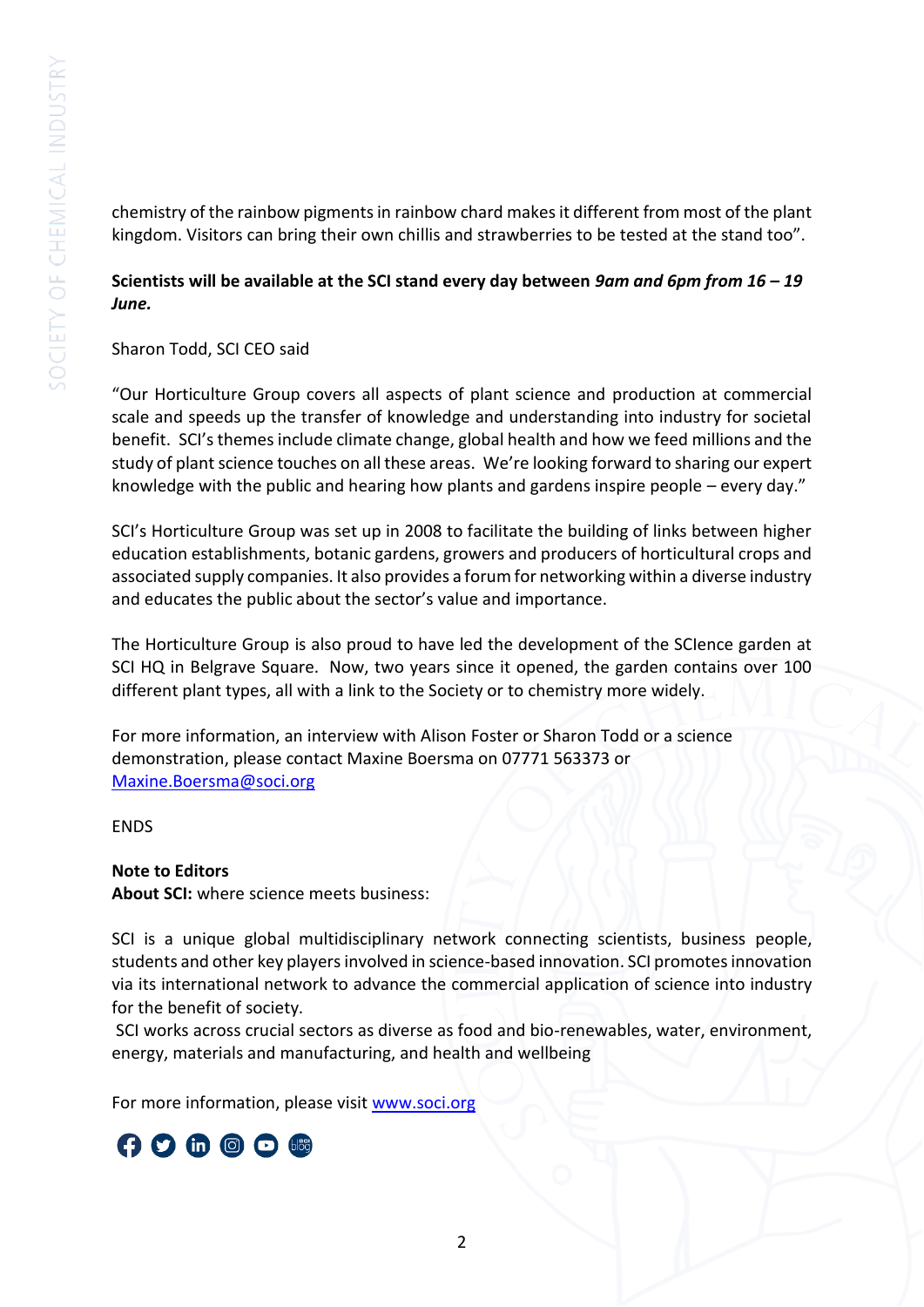chemistry of the rainbow pigments in rainbow chard makes it different from most of the plant kingdom. Visitors can bring their own chillis and strawberries to be tested at the stand too".

**Scientists will be available at the SCI stand every day between *9am and 6pm from 16 – 19 June.***

Sharon Todd, SCI CEO said

"Our Horticulture Group covers all aspects of plant science and production at commercial scale and speeds up the transfer of knowledge and understanding into industry for societal benefit. SCI's themes include climate change, global health and how we feed millions and the study of plant science touches on all these areas. We're looking forward to sharing our expert knowledge with the public and hearing how plants and gardens inspire people – every day."

SCI's Horticulture Group was set up in 2008 to facilitate the building of links between higher education establishments, botanic gardens, growers and producers of horticultural crops and associated supply companies. It also provides a forum for networking within a diverse industry and educates the public about the sector's value and importance.

The Horticulture Group is also proud to have led the development of the SCIence garden at SCI HQ in Belgrave Square. Now, two years since it opened, the garden contains over 100 different plant types, all with a link to the Society or to chemistry more widely.

For more information, an interview with Alison Foster or Sharon Todd or a science demonstration, please contact Maxine Boersma on 07771 563373 or [Maxine.Boersma@soci.org](mailto:Maxine.Boersma@soci.org)

ENDS

**Note to Editors**
**About SCI:** where science meets business:

SCI is a unique global multidisciplinary network connecting scientists, business people, students and other key players involved in science-based innovation. SCI promotes innovation via its international network to advance the commercial application of science into industry for the benefit of society.
SCI works across crucial sectors as diverse as food and bio-renewables, water, environment, energy, materials and manufacturing, and health and wellbeing

For more information, please visit [www.soci.org](http://www.soci.org)